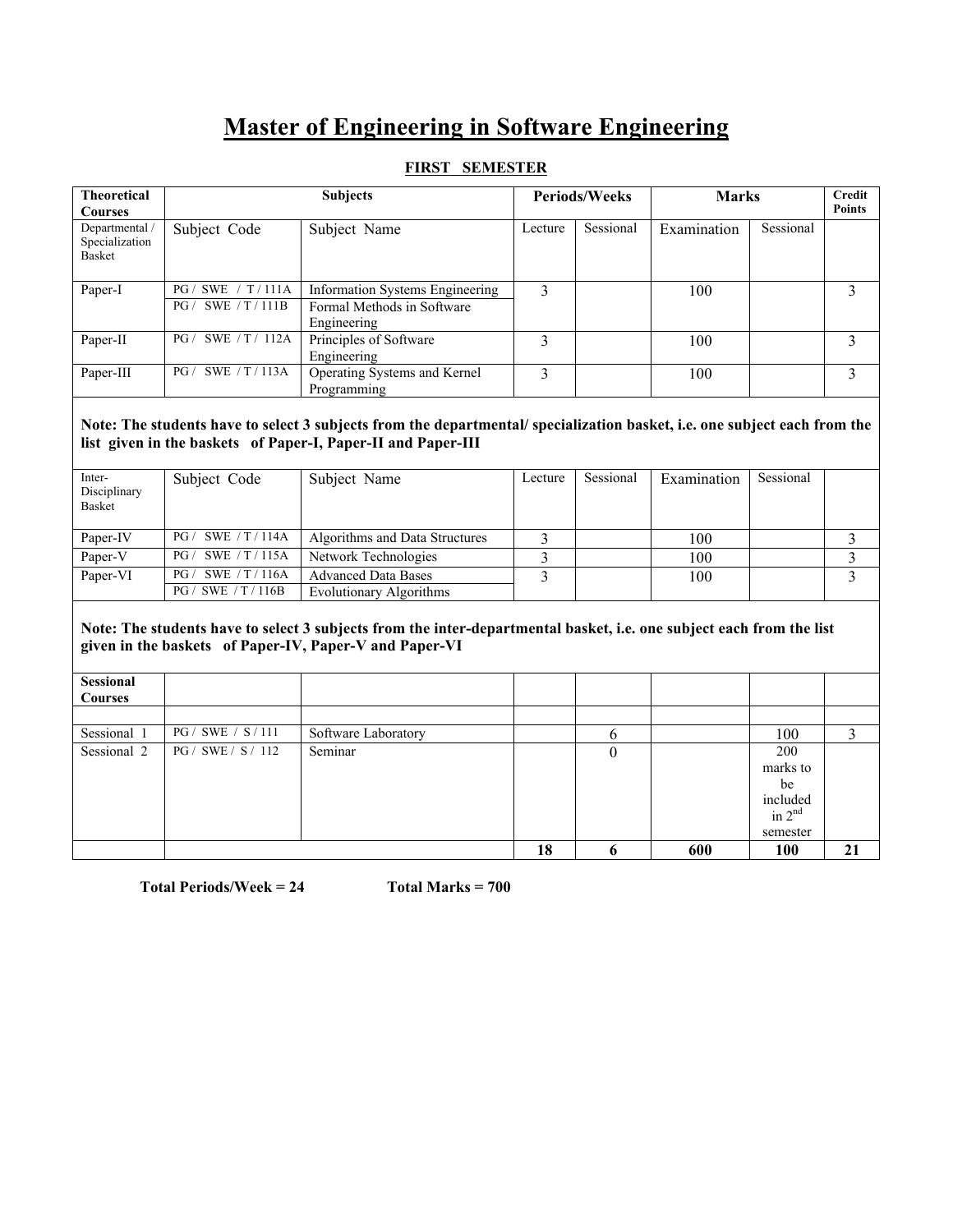# Master of Engineering in Software Engineering

## FIRST SEMESTER

| Theoretical Courses | Subjects | | Periods/Weeks | | Marks | | Credit Points |
|---|---|---|---|---|---|---|---|
| Departmental / Specialization Basket | Subject Code | Subject Name | Lecture | Sessional | Examination | Sessional | |
| Paper-I | PG / SWE / T / 111A | Information Systems Engineering | 3 | | 100 | | 3 |
| | PG / SWE / T / 111B | Formal Methods in Software Engineering | | | | | |
| Paper-II | PG / SWE / T / 112A | Principles of Software Engineering | 3 | | 100 | | 3 |
| Paper-III | PG / SWE / T / 113A | Operating Systems and Kernel Programming | 3 | | 100 | | 3 |
| **Note: The students have to select 3 subjects from the departmental/ specialization basket, i.e. one subject each from the list given in the baskets of Paper-I, Paper-II and Paper-III** | | | | | | | |
| Inter-Disciplinary Basket | Subject Code | Subject Name | Lecture | Sessional | Examination | Sessional | |
| Paper-IV | PG / SWE / T / 114A | Algorithms and Data Structures | 3 | | 100 | | 3 |
| Paper-V | PG / SWE / T / 115A | Network Technologies | 3 | | 100 | | 3 |
| Paper-VI | PG / SWE / T / 116A | Advanced Data Bases | 3 | | 100 | | 3 |
| | PG / SWE / T / 116B | Evolutionary Algorithms | | | | | |
| **Note: The students have to select 3 subjects from the inter-departmental basket, i.e. one subject each from the list given in the baskets of Paper-IV, Paper-V and Paper-VI** | | | | | | | |
| **Sessional Courses** | | | | | | | |
| Sessional 1 | PG / SWE / S / 111 | Software Laboratory | | 6 | | 100 | 3 |
| Sessional 2 | PG / SWE / S / 112 | Seminar | | 0 | | 200 marks to be included in 2nd semester | |
| | | | **18** | **6** | **600** | **100** | **21** |

**Total Periods/Week = 24** **Total Marks = 700**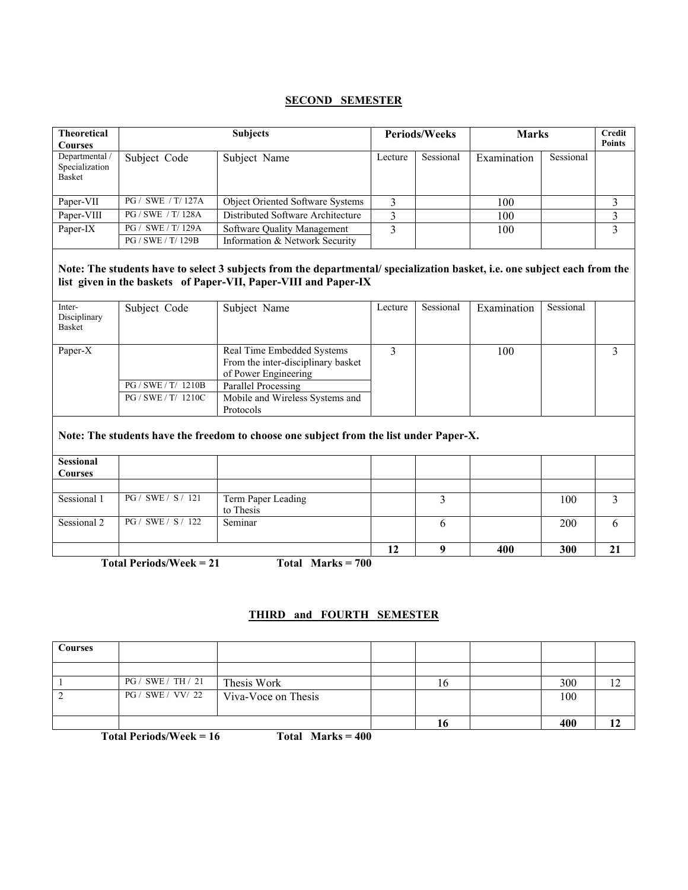## SECOND SEMESTER

| Theoretical Courses | Subjects | | Periods/Weeks | | Marks | | Credit Points |
|---|---|---|---|---|---|---|---|
| Departmental / Specialization Basket | Subject Code | Subject Name | Lecture | Sessional | Examination | Sessional | |
| Paper-VII | PG / SWE / T/ 127A | Object Oriented Software Systems | 3 | | 100 | | 3 |
| Paper-VIII | PG / SWE / T/ 128A | Distributed Software Architecture | 3 | | 100 | | 3 |
| Paper-IX | PG / SWE / T/ 129A | Software Quality Management | 3 | | 100 | | 3 |
| | PG / SWE / T/ 129B | Information & Network Security | | | | | |
| **Note: The students have to select 3 subjects from the departmental/ specialization basket, i.e. one subject each from the list given in the baskets of Paper-VII, Paper-VIII and Paper-IX** | | | | | | | |
| Inter-Disciplinary Basket | Subject Code | Subject Name | Lecture | Sessional | Examination | Sessional | |
| Paper-X | | Real Time Embedded Systems From the inter-disciplinary basket of Power Engineering | 3 | | 100 | | 3 |
| | PG / SWE / T/ 1210B | Parallel Processing | | | | | |
| | PG / SWE / T/ 1210C | Mobile and Wireless Systems and Protocols | | | | | |
| **Note: The students have the freedom to choose one subject from the list under Paper-X.** | | | | | | | |
| **Sessional Courses** | | | | | | | |
| | | | | | | | |
| Sessional 1 | PG / SWE / S / 121 | Term Paper Leading to Thesis | | 3 | | 100 | 3 |
| Sessional 2 | PG / SWE / S / 122 | Seminar | | 6 | | 200 | 6 |
| | | | **12** | **9** | **400** | **300** | **21** |

**Total Periods/Week = 21** **Total Marks = 700**

## THIRD and FOURTH SEMESTER

| Courses | | | | | | | |
|---|---|---|---|---|---|---|---|
| | | | | | | | |
| 1 | PG / SWE / TH / 21 | Thesis Work | | 16 | | 300 | 12 |
| 2 | PG / SWE / VV/ 22 | Viva-Voce on Thesis | | | | 100 | |
| | | | | **16** | | **400** | **12** |

**Total Periods/Week = 16** **Total Marks = 400**